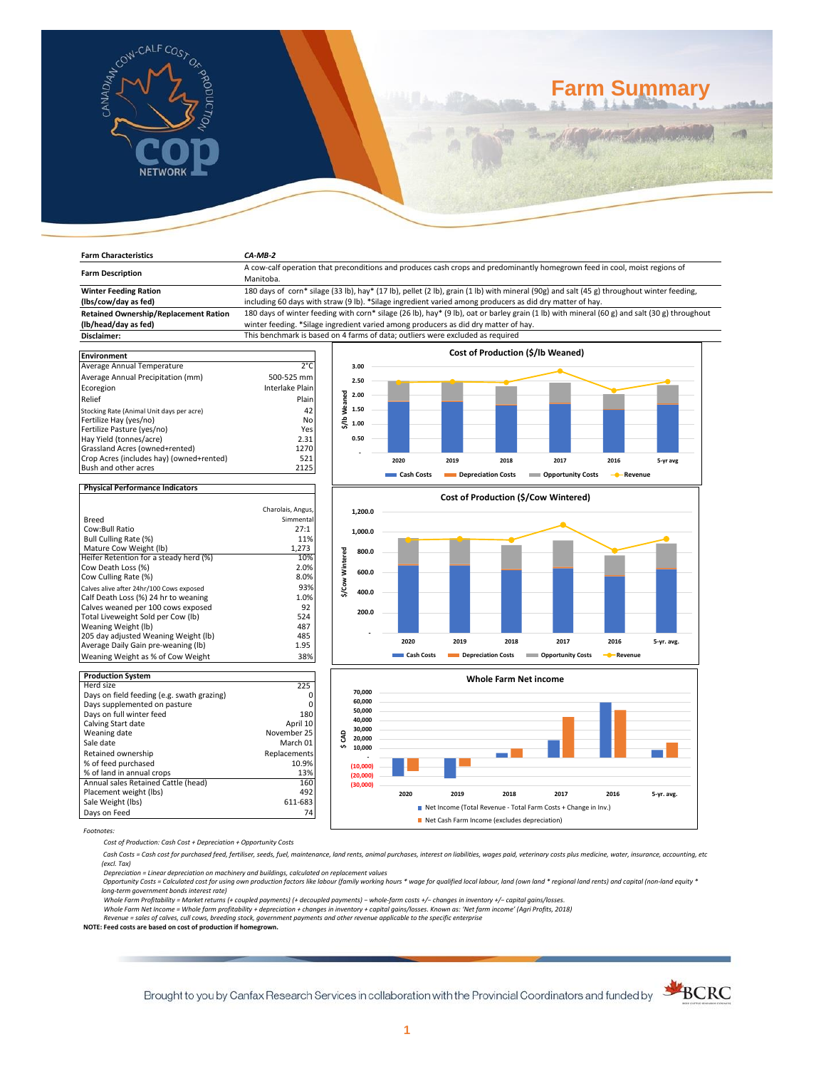# Farm Summary

| Farm Characteristics | CA-MB-2 |
|---|---|
| Farm Description | A cow-calf operation that preconditions and produces cash crops and predominantly homegrown feed in cool, moist regions of Manitoba. |
| Winter Feeding Ration (lbs/cow/day as fed) | 180 days of corn* silage (33 lb), hay* (17 lb), pellet (2 lb), grain (1 lb) with mineral (90g) and salt (45 g) throughout winter feeding, including 60 days with straw (9 lb). *Silage ingredient varied among producers as did dry matter of hay. |
| Retained Ownership/Replacement Ration (lb/head/day as fed) | 180 days of winter feeding with corn* silage (26 lb), hay* (9 lb), oat or barley grain (1 lb) with mineral (60 g) and salt (30 g) throughout winter feeding. *Silage ingredient varied among producers as did dry matter of hay. |
| Disclaimer: | This benchmark is based on 4 farms of data; outliers were excluded as required |

| Environment | |
|---|---|
| Average Annual Temperature | 2°C |
| Average Annual Precipitation (mm) | 500-525 mm |
| Ecoregion | Interlake Plain |
| Relief | Plain |
| Stocking Rate (Animal Unit days per acre) | 42 |
| Fertilize Hay (yes/no) | No |
| Fertilize Pasture (yes/no) | Yes |
| Hay Yield (tonnes/acre) | 2.31 |
| Grassland Acres (owned+rented) | 1270 |
| Crop Acres (includes hay) (owned+rented) | 521 |
| Bush and other acres | 2125 |

| Physical Performance Indicators | |
|---|---|
| Breed | Charolais, Angus, Simmental |
| Cow:Bull Ratio | 27:1 |
| Bull Culling Rate (%) | 11% |
| Mature Cow Weight (lb) | 1,273 |
| Heifer Retention for a steady herd (%) | 10% |
| Cow Death Loss (%) | 2.0% |
| Cow Culling Rate (%) | 8.0% |
| Calves alive after 24hr/100 Cows exposed | 93% |
| Calf Death Loss (%) 24 hr to weaning | 1.0% |
| Calves weaned per 100 cows exposed | 92 |
| Total Liveweight Sold per Cow (lb) | 524 |
| Weaning Weight (lb) | 487 |
| 205 day adjusted Weaning Weight (lb) | 485 |
| Average Daily Gain pre-weaning (lb) | 1.95 |
| Weaning Weight as % of Cow Weight | 38% |

| Production System | |
|---|---|
| Herd size | 225 |
| Days on field feeding (e.g. swath grazing) | 0 |
| Days supplemented on pasture | 0 |
| Days on full winter feed | 180 |
| Calving Start date | April 10 |
| Weaning date | November 25 |
| Sale date | March 01 |
| Retained ownership | Replacements |
| % of feed purchased | 10.9% |
| % of land in annual crops | 13% |
| Annual sales Retained Cattle (head) | 160 |
| Placement weight (lbs) | 492 |
| Sale Weight (lbs) | 611-683 |
| Days on Feed | 74 |

**Cost of Production ($/lb Weaned)** — chart for 2020, 2019, 2018, 2017, 2016, 5-yr avg (Cash Costs, Depreciation Costs, Opportunity Costs, Revenue)

**Cost of Production ($/Cow Wintered)** — chart for 2020, 2019, 2018, 2017, 2016, 5-yr. avg. (Cash Costs, Depreciation Costs, Opportunity Costs, Revenue)

**Whole Farm Net income** — chart ($ CAD) for 2020, 2019, 2018, 2017, 2016, 5-yr. avg. (Net Income (Total Revenue - Total Farm Costs + Change in Inv.); Net Cash Farm Income (excludes depreciation))

*Footnotes:*

*Cost of Production: Cash Cost + Depreciation + Opportunity Costs*

*Cash Costs = Cash cost for purchased feed, fertiliser, seeds, fuel, maintenance, land rents, animal purchases, interest on liabilities, wages paid, veterinary costs plus medicine, water, insurance, accounting, etc (excl. Tax)*

*Depreciation = Linear depreciation on machinery and buildings, calculated on replacement values*

*Opportunity Costs = Calculated cost for using own production factors like labour (family working hours * wage for qualified local labour, land (own land * regional land rents) and capital (non-land equity * long-term government bonds interest rate)*

*Whole Farm Profitability = Market returns (+ coupled payments) (+ decoupled payments) – whole-farm costs +/– changes in inventory +/– capital gains/losses.*

*Whole Farm Net Income = Whole farm profitability + depreciation + changes in inventory + capital gains/losses. Known as: 'Net farm income' (Agri Profits, 2018)*

*Revenue = sales of calves, cull cows, breeding stock, government payments and other revenue applicable to the specific enterprise*

**NOTE: Feed costs are based on cost of production if homegrown.**

Brought to you by Canfax Research Services in collaboration with the Provincial Coordinators and funded by BCRC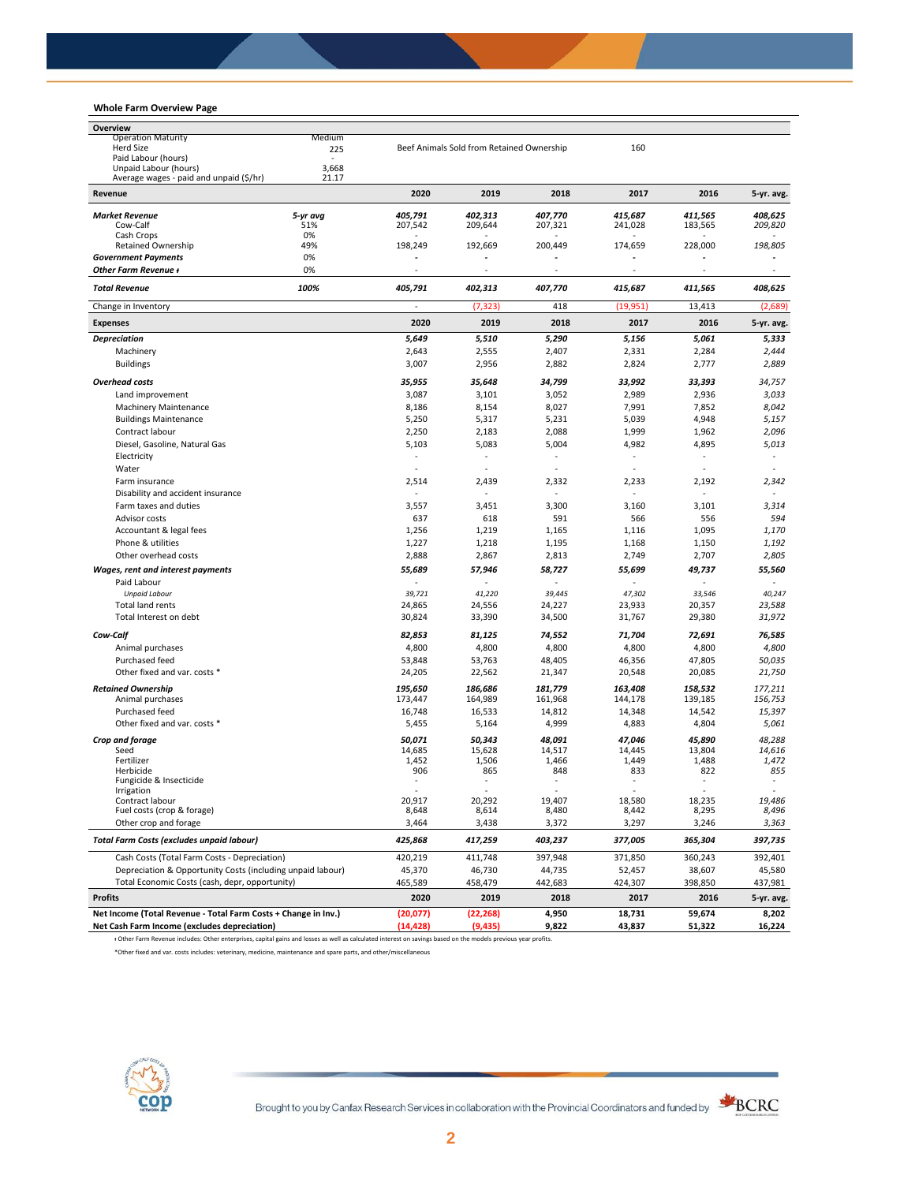## Whole Farm Overview Page

| Overview | | | |
|---|---|---|---|
| Operation Maturity | Medium | | |
| Herd Size | 225 | Beef Animals Sold from Retained Ownership | 160 |
| Paid Labour (hours) | - | | |
| Unpaid Labour (hours) | 3,668 | | |
| Average wages - paid and unpaid ($/hr) | 21.17 | | |

| Revenue | | 2020 | 2019 | 2018 | 2017 | 2016 | 5-yr. avg. |
|---|---|---|---|---|---|---|---|
| ***Market Revenue*** | *5-yr avg* | *405,791* | *402,313* | *407,770* | *415,687* | *411,565* | *408,625* |
| Cow-Calf | 51% | 207,542 | 209,644 | 207,321 | 241,028 | 183,565 | *209,820* |
| Cash Crops | 0% | - | - | - | - | - | - |
| Retained Ownership | 49% | 198,249 | 192,669 | 200,449 | 174,659 | 228,000 | *198,805* |
| ***Government Payments*** | 0% | - | - | - | - | - | - |
| ***Other Farm Revenue ♦*** | 0% | - | - | - | - | - | - |
| ***Total Revenue*** | ***100%*** | ***405,791*** | ***402,313*** | ***407,770*** | ***415,687*** | ***411,565*** | ***408,625*** |
| Change in Inventory | | - | (7,323) | 418 | (19,951) | 13,413 | (2,689) |

| Expenses | 2020 | 2019 | 2018 | 2017 | 2016 | 5-yr. avg. |
|---|---|---|---|---|---|---|
| ***Depreciation*** | ***5,649*** | ***5,510*** | ***5,290*** | ***5,156*** | ***5,061*** | ***5,333*** |
| Machinery | 2,643 | 2,555 | 2,407 | 2,331 | 2,284 | *2,444* |
| Buildings | 3,007 | 2,956 | 2,882 | 2,824 | 2,777 | *2,889* |
| ***Overhead costs*** | ***35,955*** | ***35,648*** | ***34,799*** | ***33,992*** | ***33,393*** | *34,757* |
| Land improvement | 3,087 | 3,101 | 3,052 | 2,989 | 2,936 | *3,033* |
| Machinery Maintenance | 8,186 | 8,154 | 8,027 | 7,991 | 7,852 | *8,042* |
| Buildings Maintenance | 5,250 | 5,317 | 5,231 | 5,039 | 4,948 | *5,157* |
| Contract labour | 2,250 | 2,183 | 2,088 | 1,999 | 1,962 | *2,096* |
| Diesel, Gasoline, Natural Gas | 5,103 | 5,083 | 5,004 | 4,982 | 4,895 | *5,013* |
| Electricity | - | - | - | - | - | - |
| Water | - | - | - | - | - | - |
| Farm insurance | 2,514 | 2,439 | 2,332 | 2,233 | 2,192 | *2,342* |
| Disability and accident insurance | - | - | - | - | - | - |
| Farm taxes and duties | 3,557 | 3,451 | 3,300 | 3,160 | 3,101 | *3,314* |
| Advisor costs | 637 | 618 | 591 | 566 | 556 | *594* |
| Accountant & legal fees | 1,256 | 1,219 | 1,165 | 1,116 | 1,095 | *1,170* |
| Phone & utilities | 1,227 | 1,218 | 1,195 | 1,168 | 1,150 | *1,192* |
| Other overhead costs | 2,888 | 2,867 | 2,813 | 2,749 | 2,707 | *2,805* |
| ***Wages, rent and interest payments*** | ***55,689*** | ***57,946*** | ***58,727*** | ***55,699*** | ***49,737*** | ***55,560*** |
| Paid Labour | - | - | - | - | - | - |
| *Unpaid Labour* | *39,721* | *41,220* | *39,445* | *47,302* | *33,546* | *40,247* |
| Total land rents | 24,865 | 24,556 | 24,227 | 23,933 | 20,357 | *23,588* |
| Total Interest on debt | 30,824 | 33,390 | 34,500 | 31,767 | 29,380 | *31,972* |
| ***Cow-Calf*** | ***82,853*** | ***81,125*** | ***74,552*** | ***71,704*** | ***72,691*** | *76,585* |
| Animal purchases | 4,800 | 4,800 | 4,800 | 4,800 | 4,800 | *4,800* |
| Purchased feed | 53,848 | 53,763 | 48,405 | 46,356 | 47,805 | *50,035* |
| Other fixed and var. costs * | 24,205 | 22,562 | 21,347 | 20,548 | 20,085 | *21,750* |
| ***Retained Ownership*** | ***195,650*** | ***186,686*** | ***181,779*** | ***163,408*** | ***158,532*** | *177,211* |
| Animal purchases | 173,447 | 164,989 | 161,968 | 144,178 | 139,185 | *156,753* |
| Purchased feed | 16,748 | 16,533 | 14,812 | 14,348 | 14,542 | *15,397* |
| Other fixed and var. costs * | 5,455 | 5,164 | 4,999 | 4,883 | 4,804 | *5,061* |
| ***Crop and forage*** | ***50,071*** | ***50,343*** | ***48,091*** | ***47,046*** | ***45,890*** | *48,288* |
| Seed | 14,685 | 15,628 | 14,517 | 14,445 | 13,804 | *14,616* |
| Fertilizer | 1,452 | 1,506 | 1,466 | 1,449 | 1,488 | *1,472* |
| Herbicide | 906 | 865 | 848 | 833 | 822 | *855* |
| Fungicide & Insecticide | - | - | - | - | - | - |
| Irrigation | - | - | - | - | - | - |
| Contract labour | 20,917 | 20,292 | 19,407 | 18,580 | 18,235 | *19,486* |
| Fuel costs (crop & forage) | 8,648 | 8,614 | 8,480 | 8,442 | 8,295 | *8,496* |
| Other crop and forage | 3,464 | 3,438 | 3,372 | 3,297 | 3,246 | *3,363* |
| ***Total Farm Costs (excludes unpaid labour)*** | ***425,868*** | ***417,259*** | ***403,237*** | ***377,005*** | ***365,304*** | ***397,735*** |
| Cash Costs (Total Farm Costs - Depreciation) | 420,219 | 411,748 | 397,948 | 371,850 | 360,243 | 392,401 |
| Depreciation & Opportunity Costs (including unpaid labour) | 45,370 | 46,730 | 44,735 | 52,457 | 38,607 | 45,580 |
| Total Economic Costs (cash, depr, opportunity) | 465,589 | 458,479 | 442,683 | 424,307 | 398,850 | 437,981 |

| Profits | 2020 | 2019 | 2018 | 2017 | 2016 | 5-yr. avg. |
|---|---|---|---|---|---|---|
| **Net Income (Total Revenue - Total Farm Costs + Change in Inv.)** | **(20,077)** | **(22,268)** | **4,950** | **18,731** | **59,674** | **8,202** |
| **Net Cash Farm Income (excludes depreciation)** | **(14,428)** | **(9,435)** | **9,822** | **43,837** | **51,322** | **16,224** |

♦ Other Farm Revenue includes: Other enterprises, capital gains and losses as well as calculated interest on savings based on the models previous year profits.

*Other fixed and var. costs includes: veterinary, medicine, maintenance and spare parts, and other/miscellaneous

Brought to you by Canfax Research Services in collaboration with the Provincial Coordinators and funded by BCRC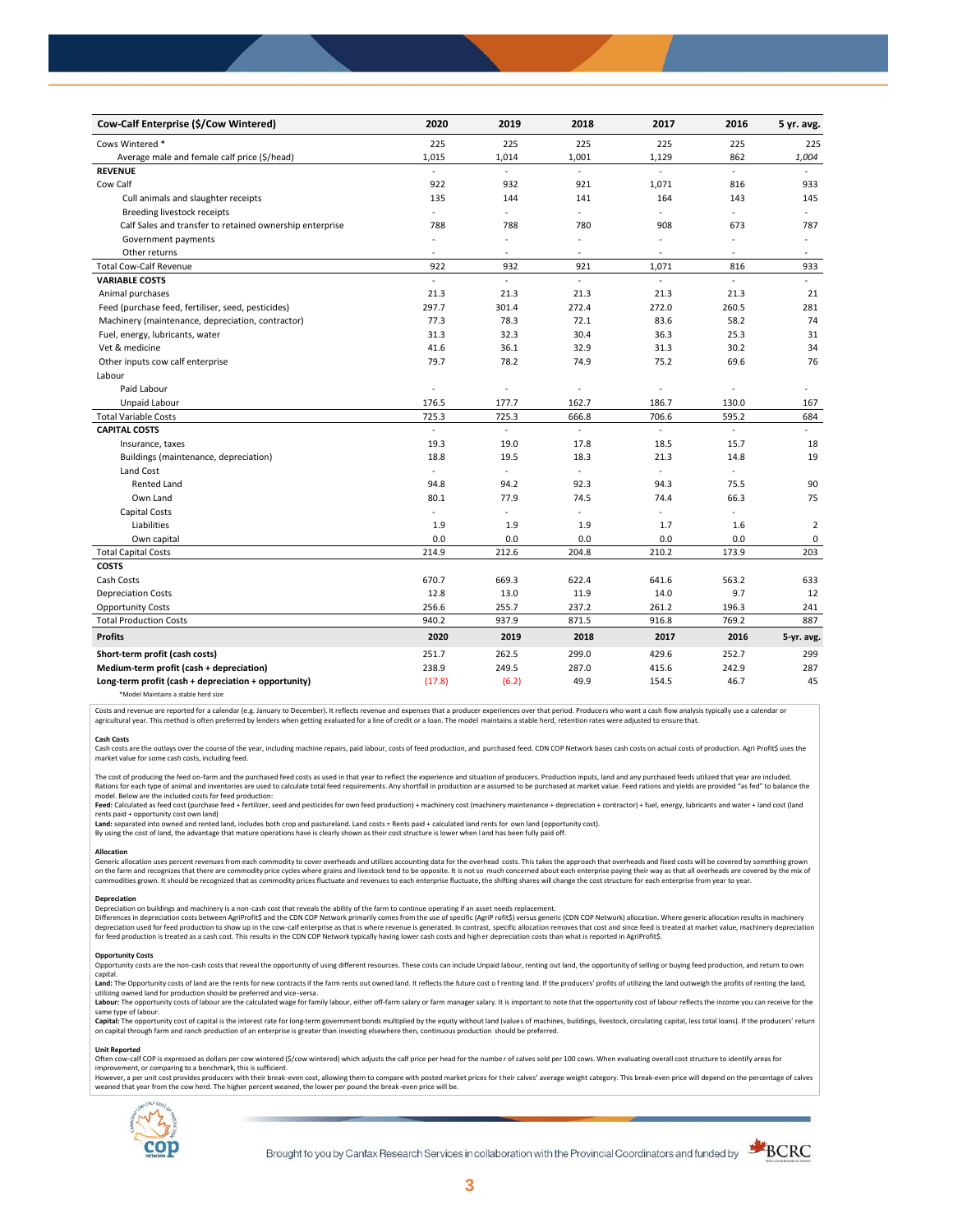| Cow-Calf Enterprise ($/Cow Wintered) | 2020 | 2019 | 2018 | 2017 | 2016 | 5 yr. avg. |
|---|---|---|---|---|---|---|
| Cows Wintered * | 225 | 225 | 225 | 225 | 225 | 225 |
| Average male and female calf price ($/head) | 1,015 | 1,014 | 1,001 | 1,129 | 862 | *1,004* |
| **REVENUE** | - | - | - | - | - | - |
| Cow Calf | 922 | 932 | 921 | 1,071 | 816 | 933 |
| Cull animals and slaughter receipts | 135 | 144 | 141 | 164 | 143 | 145 |
| Breeding livestock receipts | - | - | - | - | - | - |
| Calf Sales and transfer to retained ownership enterprise | 788 | 788 | 780 | 908 | 673 | 787 |
| Government payments | - | - | - | - | - | - |
| Other returns | - | - | - | - | - | - |
| Total Cow-Calf Revenue | 922 | 932 | 921 | 1,071 | 816 | 933 |
| **VARIABLE COSTS** | - | - | - | - | - | - |
| Animal purchases | 21.3 | 21.3 | 21.3 | 21.3 | 21.3 | 21 |
| Feed (purchase feed, fertiliser, seed, pesticides) | 297.7 | 301.4 | 272.4 | 272.0 | 260.5 | 281 |
| Machinery (maintenance, depreciation, contractor) | 77.3 | 78.3 | 72.1 | 83.6 | 58.2 | 74 |
| Fuel, energy, lubricants, water | 31.3 | 32.3 | 30.4 | 36.3 | 25.3 | 31 |
| Vet & medicine | 41.6 | 36.1 | 32.9 | 31.3 | 30.2 | 34 |
| Other inputs cow calf enterprise | 79.7 | 78.2 | 74.9 | 75.2 | 69.6 | 76 |
| Labour | | | | | | |
| Paid Labour | - | - | - | - | - | - |
| Unpaid Labour | 176.5 | 177.7 | 162.7 | 186.7 | 130.0 | 167 |
| Total Variable Costs | 725.3 | 725.3 | 666.8 | 706.6 | 595.2 | 684 |
| **CAPITAL COSTS** | - | - | - | - | - | - |
| Insurance, taxes | 19.3 | 19.0 | 17.8 | 18.5 | 15.7 | 18 |
| Buildings (maintenance, depreciation) | 18.8 | 19.5 | 18.3 | 21.3 | 14.8 | 19 |
| Land Cost | - | - | - | - | - | |
| Rented Land | 94.8 | 94.2 | 92.3 | 94.3 | 75.5 | 90 |
| Own Land | 80.1 | 77.9 | 74.5 | 74.4 | 66.3 | 75 |
| Capital Costs | - | - | - | - | - | |
| Liabilities | 1.9 | 1.9 | 1.9 | 1.7 | 1.6 | 2 |
| Own capital | 0.0 | 0.0 | 0.0 | 0.0 | 0.0 | 0 |
| Total Capital Costs | 214.9 | 212.6 | 204.8 | 210.2 | 173.9 | 203 |
| **COSTS** | | | | | | |
| Cash Costs | 670.7 | 669.3 | 622.4 | 641.6 | 563.2 | 633 |
| Depreciation Costs | 12.8 | 13.0 | 11.9 | 14.0 | 9.7 | 12 |
| Opportunity Costs | 256.6 | 255.7 | 237.2 | 261.2 | 196.3 | 241 |
| Total Production Costs | 940.2 | 937.9 | 871.5 | 916.8 | 769.2 | 887 |
| **Profits** | **2020** | **2019** | **2018** | **2017** | **2016** | **5-yr. avg.** |
| **Short-term profit (cash costs)** | 251.7 | 262.5 | 299.0 | 429.6 | 252.7 | 299 |
| **Medium-term profit (cash + depreciation)** | 238.9 | 249.5 | 287.0 | 415.6 | 242.9 | 287 |
| **Long-term profit (cash + depreciation + opportunity)** | (17.8) | (6.2) | 49.9 | 154.5 | 46.7 | 45 |

*Model Maintains a stable herd size

Costs and revenue are reported for a calendar (e.g. January to December). It reflects revenue and expenses that a producer experiences over that period. Producers who want a cash flow analysis typically use a calendar or agricultural year. This method is often preferred by lenders when getting evaluated for a line of credit or a loan. The model maintains a stable herd, retention rates were adjusted to ensure that.

**Cash Costs**

Cash costs are the outlays over the course of the year, including machine repairs, paid labour, costs of feed production, and purchased feed. CDN COP Network bases cash costs on actual costs of production. Agri Profit$ uses the market value for some cash costs, including feed.

The cost of producing the feed on-farm and the purchased feed costs as used in that year to reflect the experience and situation of producers. Production inputs, land and any purchased feeds utilized that year are included. Rations for each type of animal and inventories are used to calculate total feed requirements. Any shortfall in production are assumed to be purchased at market value. Feed rations and yields are provided "as fed" to balance the model. Below are the included costs for feed production:

**Feed:** Calculated as feed cost (purchase feed + fertilizer, seed and pesticides for own feed production) + machinery cost (machinery maintenance + depreciation + contractor) + fuel, energy, lubricants and water + land cost (land rents paid + opportunity cost own land)

**Land:** separated into owned and rented land, includes both crop and pastureland. Land costs = Rents paid + calculated land rents for own land (opportunity cost).

By using the cost of land, the advantage that mature operations have is clearly shown as their cost structure is lower when land has been fully paid off.

**Allocation**

Generic allocation uses percent revenues from each commodity to cover overheads and utilizes accounting data for the overhead costs. This takes the approach that overheads and fixed costs will be covered by something grown on the farm and recognizes that there are commodity price cycles where grains and livestock tend to be opposite. It is not so much concerned about each enterprise paying their way as that all overheads are covered by the mix of commodities grown. It should be recognized that as commodity prices fluctuate and revenues to each enterprise fluctuate, the shifting shares will change the cost structure for each enterprise from year to year.

**Depreciation**

Depreciation on buildings and machinery is a non-cash cost that reveals the ability of the farm to continue operating if an asset needs replacement.

Differences in depreciation costs between AgriProfit$ and the CDN COP Network primarily comes from the use of specific (AgriProfit$) versus generic (CDN COP Network) allocation. Where generic allocation results in machinery depreciation used for feed production to show up in the cow-calf enterprise as that is where revenue is generated. In contrast, specific allocation removes that cost and since feed is treated at market value, machinery depreciation for feed production is treated as a cash cost. This results in the CDN COP Network typically having lower cash costs and higher depreciation costs than what is reported in AgriProfit$.

**Opportunity Costs**

Opportunity costs are the non-cash costs that reveal the opportunity of using different resources. These costs can include Unpaid labour, renting out land, the opportunity of selling or buying feed production, and return to own capital.

**Land:** The Opportunity costs of land are the rents for new contracts if the farm rents out owned land. It reflects the future cost of renting land. If the producers' profits of utilizing the land outweigh the profits of renting the land, utilizing owned land for production should be preferred and vice-versa.

**Labour:** The opportunity costs of labour are the calculated wage for family labour, either off-farm salary or farm manager salary. It is important to note that the opportunity cost of labour reflects the income you can receive for the same type of labour.

**Capital:** The opportunity cost of capital is the interest rate for long-term government bonds multiplied by the equity without land (values of machines, buildings, livestock, circulating capital, less total loans). If the producers' return on capital through farm and ranch production of an enterprise is greater than investing elsewhere then, continuous production should be preferred.

**Unit Reported**

Often cow-calf COP is expressed as dollars per cow wintered ($/cow wintered) which adjusts the calf price per head for the number of calves sold per 100 cows. When evaluating overall cost structure to identify areas for improvement, or comparing to a benchmark, this is sufficient.

However, a per unit cost provides producers with their break-even cost, allowing them to compare with posted market prices for their calves' average weight category. This break-even price will depend on the percentage of calves weaned that year from the cow herd. The higher percent weaned, the lower per pound the break-even price will be.

Brought to you by Canfax Research Services in collaboration with the Provincial Coordinators and funded by BCRC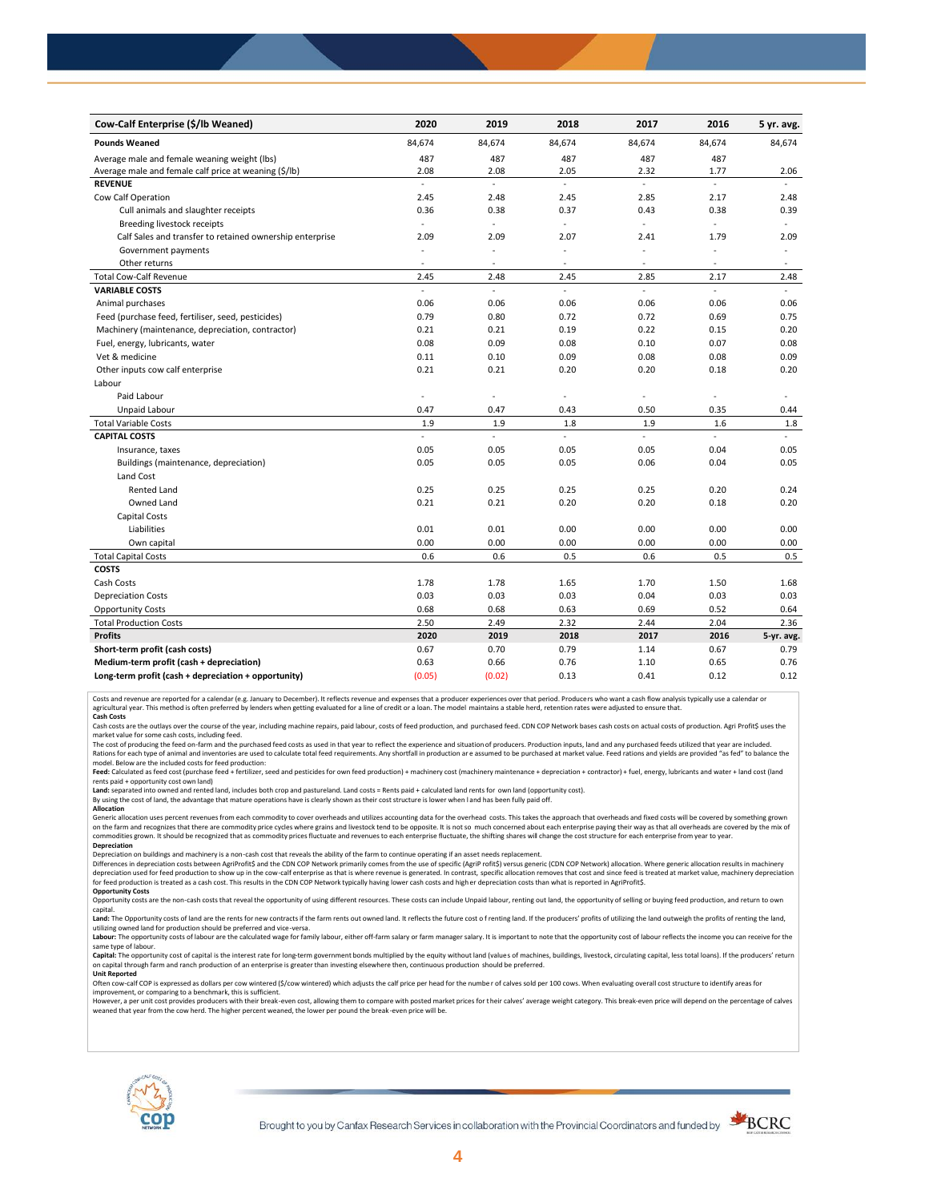| Cow-Calf Enterprise ($/lb Weaned) | 2020 | 2019 | 2018 | 2017 | 2016 | 5 yr. avg. |
|---|---|---|---|---|---|---|
| **Pounds Weaned** | 84,674 | 84,674 | 84,674 | 84,674 | 84,674 | 84,674 |
| Average male and female weaning weight (lbs) | 487 | 487 | 487 | 487 | 487 | |
| Average male and female calf price at weaning ($/lb) | 2.08 | 2.08 | 2.05 | 2.32 | 1.77 | 2.06 |
| **REVENUE** | - | - | - | - | - | - |
| Cow Calf Operation | 2.45 | 2.48 | 2.45 | 2.85 | 2.17 | 2.48 |
| Cull animals and slaughter receipts | 0.36 | 0.38 | 0.37 | 0.43 | 0.38 | 0.39 |
| Breeding livestock receipts | - | - | - | - | - | - |
| Calf Sales and transfer to retained ownership enterprise | 2.09 | 2.09 | 2.07 | 2.41 | 1.79 | 2.09 |
| Government payments | - | - | - | - | - | - |
| Other returns | - | - | - | - | - | - |
| Total Cow-Calf Revenue | 2.45 | 2.48 | 2.45 | 2.85 | 2.17 | 2.48 |
| **VARIABLE COSTS** | - | - | - | - | - | - |
| Animal purchases | 0.06 | 0.06 | 0.06 | 0.06 | 0.06 | 0.06 |
| Feed (purchase feed, fertiliser, seed, pesticides) | 0.79 | 0.80 | 0.72 | 0.72 | 0.69 | 0.75 |
| Machinery (maintenance, depreciation, contractor) | 0.21 | 0.21 | 0.19 | 0.22 | 0.15 | 0.20 |
| Fuel, energy, lubricants, water | 0.08 | 0.09 | 0.08 | 0.10 | 0.07 | 0.08 |
| Vet & medicine | 0.11 | 0.10 | 0.09 | 0.08 | 0.08 | 0.09 |
| Other inputs cow calf enterprise | 0.21 | 0.21 | 0.20 | 0.20 | 0.18 | 0.20 |
| Labour | | | | | | |
| Paid Labour | - | - | - | - | - | - |
| Unpaid Labour | 0.47 | 0.47 | 0.43 | 0.50 | 0.35 | 0.44 |
| Total Variable Costs | 1.9 | 1.9 | 1.8 | 1.9 | 1.6 | 1.8 |
| **CAPITAL COSTS** | - | - | - | - | - | - |
| Insurance, taxes | 0.05 | 0.05 | 0.05 | 0.05 | 0.04 | 0.05 |
| Buildings (maintenance, depreciation) | 0.05 | 0.05 | 0.05 | 0.06 | 0.04 | 0.05 |
| Land Cost | | | | | | |
| Rented Land | 0.25 | 0.25 | 0.25 | 0.25 | 0.20 | 0.24 |
| Owned Land | 0.21 | 0.21 | 0.20 | 0.20 | 0.18 | 0.20 |
| Capital Costs | | | | | | |
| Liabilities | 0.01 | 0.01 | 0.00 | 0.00 | 0.00 | 0.00 |
| Own capital | 0.00 | 0.00 | 0.00 | 0.00 | 0.00 | 0.00 |
| Total Capital Costs | 0.6 | 0.6 | 0.5 | 0.6 | 0.5 | 0.5 |
| **COSTS** | | | | | | |
| Cash Costs | 1.78 | 1.78 | 1.65 | 1.70 | 1.50 | 1.68 |
| Depreciation Costs | 0.03 | 0.03 | 0.03 | 0.04 | 0.03 | 0.03 |
| Opportunity Costs | 0.68 | 0.68 | 0.63 | 0.69 | 0.52 | 0.64 |
| Total Production Costs | 2.50 | 2.49 | 2.32 | 2.44 | 2.04 | 2.36 |
| **Profits** | **2020** | **2019** | **2018** | **2017** | **2016** | **5-yr. avg.** |
| **Short-term profit (cash costs)** | 0.67 | 0.70 | 0.79 | 1.14 | 0.67 | 0.79 |
| **Medium-term profit (cash + depreciation)** | 0.63 | 0.66 | 0.76 | 1.10 | 0.65 | 0.76 |
| **Long-term profit (cash + depreciation + opportunity)** | (0.05) | (0.02) | 0.13 | 0.41 | 0.12 | 0.12 |

Costs and revenue are reported for a calendar (e.g. January to December). It reflects revenue and expenses that a producer experiences over that period. Producers who want a cash flow analysis typically use a calendar or agricultural year. This method is often preferred by lenders when getting evaluated for a line of credit or a loan. The model maintains a stable herd, retention rates were adjusted to ensure that.

**Cash Costs**

Cash costs are the outlays over the course of the year, including machine repairs, paid labour, costs of feed production, and purchased feed. CDN COP Network bases cash costs on actual costs of production. Agri Profit$ uses the market value for some cash costs, including feed.

The cost of producing the feed on-farm and the purchased feed costs as used in that year to reflect the experience and situation of producers. Production inputs, land and any purchased feeds utilized that year are included. Rations for each type of animal and inventories are used to calculate total feed requirements. Any shortfall in production are assumed to be purchased at market value. Feed rations and yields are provided "as fed" to balance the model. Below are the included costs for feed production:

**Feed:** Calculated as feed cost (purchase feed + fertilizer, seed and pesticides for own feed production) + machinery cost (machinery maintenance + depreciation + contractor) + fuel, energy, lubricants and water + land cost (land rents paid + opportunity cost own land)

**Land:** separated into owned and rented land, includes both crop and pastureland. Land costs = Rents paid + calculated land rents for own land (opportunity cost).

By using the cost of land, the advantage that mature operations have is clearly shown as their cost structure is lower when land has been fully paid off.

**Allocation**

Generic allocation uses percent revenues from each commodity to cover overheads and utilizes accounting data for the overhead costs. This takes the approach that overheads and fixed costs will be covered by something grown on the farm and recognizes that there are commodity price cycles where grains and livestock tend to be opposite. It is not so much concerned about each enterprise paying their way as that all overheads are covered by the mix of commodities grown. It should be recognized that as commodity prices fluctuate and revenues to each enterprise fluctuate, the shifting shares will change the cost structure for each enterprise from year to year.

**Depreciation**

Depreciation on buildings and machinery is a non-cash cost that reveals the ability of the farm to continue operating if an asset needs replacement.

Differences in depreciation costs between AgriProfit$ and the CDN COP Network primarily comes from the use of specific (AgriP rofit$) versus generic (CDN COP Network) allocation. Where generic allocation results in machinery depreciation used for feed production to show up in the cow-calf enterprise as that is where revenue is generated. In contrast, specific allocation removes that cost and since feed is treated at market value, machinery depreciation for feed production is treated as a cash cost. This results in the CDN COP Network typically having lower cash costs and higher depreciation costs than what is reported in AgriProfit$.

**Opportunity Costs**

Opportunity costs are the non-cash costs that reveal the opportunity of using different resources. These costs can include Unpaid labour, renting out land, the opportunity of selling or buying feed production, and return to own capital.

**Land:** The Opportunity costs of land are the rents for new contracts if the farm rents out owned land. It reflects the future cost o f renting land. If the producers' profits of utilizing the land outweigh the profits of renting the land, utilizing owned land for production should be preferred and vice-versa.

**Labour:** The opportunity costs of labour are the calculated wage for family labour, either off-farm salary or farm manager salary. It is important to note that the opportunity cost of labour reflects the income you can receive for the same type of labour.

**Capital:** The opportunity cost of capital is the interest rate for long-term government bonds multiplied by the equity without land (values of machines, buildings, livestock, circulating capital, less total loans). If the producers' return on capital through farm and ranch production of an enterprise is greater than investing elsewhere then, continuous production should be preferred.

**Unit Reported**

Often cow-calf COP is expressed as dollars per cow wintered ($/cow wintered) which adjusts the calf price per head for the numbe r of calves sold per 100 cows. When evaluating overall cost structure to identify areas for improvement, or comparing to a benchmark, this is sufficient.

However, a per unit cost provides producers with their break-even cost, allowing them to compare with posted market prices for their calves' average weight category. This break-even price will depend on the percentage of calves weaned that year from the cow herd. The higher percent weaned, the lower per pound the break-even price will be.

Brought to you by Canfax Research Services in collaboration with the Provincial Coordinators and funded by BCRC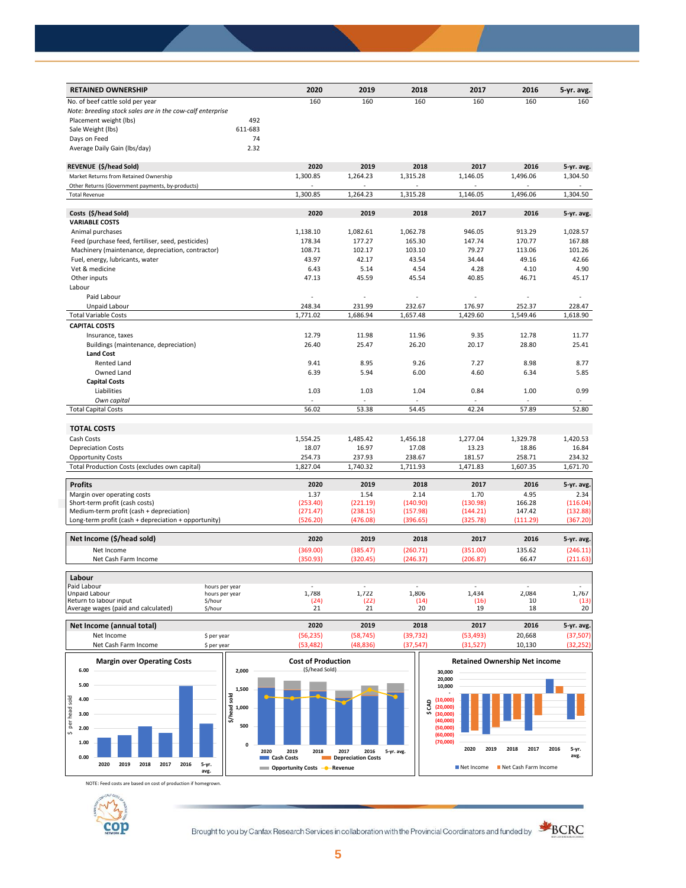| RETAINED OWNERSHIP | | 2020 | 2019 | 2018 | 2017 | 2016 | 5-yr. avg. |
|---|---|---|---|---|---|---|---|
| No. of beef cattle sold per year | | 160 | 160 | 160 | 160 | 160 | 160 |
| *Note: breeding stock sales are in the cow-calf enterprise* | | | | | | | |
| Placement weight (lbs) | 492 | | | | | | |
| Sale Weight (lbs) | 611-683 | | | | | | |
| Days on Feed | 74 | | | | | | |
| Average Daily Gain (lbs/day) | 2.32 | | | | | | |

| REVENUE ($/head Sold) | 2020 | 2019 | 2018 | 2017 | 2016 | 5-yr. avg. |
|---|---|---|---|---|---|---|
| Market Returns from Retained Ownership | 1,300.85 | 1,264.23 | 1,315.28 | 1,146.05 | 1,496.06 | 1,304.50 |
| Other Returns (Government payments, by-products) | - | - | - | - | - | - |
| Total Revenue | 1,300.85 | 1,264.23 | 1,315.28 | 1,146.05 | 1,496.06 | 1,304.50 |

| Costs ($/head Sold) | 2020 | 2019 | 2018 | 2017 | 2016 | 5-yr. avg. |
|---|---|---|---|---|---|---|
| **VARIABLE COSTS** | | | | | | |
| Animal purchases | 1,138.10 | 1,082.61 | 1,062.78 | 946.05 | 913.29 | 1,028.57 |
| Feed (purchase feed, fertiliser, seed, pesticides) | 178.34 | 177.27 | 165.30 | 147.74 | 170.77 | 167.88 |
| Machinery (maintenance, depreciation, contractor) | 108.71 | 102.17 | 103.10 | 79.27 | 113.06 | 101.26 |
| Fuel, energy, lubricants, water | 43.97 | 42.17 | 43.54 | 34.44 | 49.16 | 42.66 |
| Vet & medicine | 6.43 | 5.14 | 4.54 | 4.28 | 4.10 | 4.90 |
| Other inputs | 47.13 | 45.59 | 45.54 | 40.85 | 46.71 | 45.17 |
| Labour | | | | | | |
| Paid Labour | - | - | - | - | - | - |
| Unpaid Labour | 248.34 | 231.99 | 232.67 | 176.97 | 252.37 | 228.47 |
| Total Variable Costs | 1,771.02 | 1,686.94 | 1,657.48 | 1,429.60 | 1,549.46 | 1,618.90 |
| **CAPITAL COSTS** | | | | | | |
| Insurance, taxes | 12.79 | 11.98 | 11.96 | 9.35 | 12.78 | 11.77 |
| Buildings (maintenance, depreciation) | 26.40 | 25.47 | 26.20 | 20.17 | 28.80 | 25.41 |
| **Land Cost** | | | | | | |
| Rented Land | 9.41 | 8.95 | 9.26 | 7.27 | 8.98 | 8.77 |
| Owned Land | 6.39 | 5.94 | 6.00 | 4.60 | 6.34 | 5.85 |
| **Capital Costs** | | | | | | |
| Liabilities | 1.03 | 1.03 | 1.04 | 0.84 | 1.00 | 0.99 |
| *Own capital* | - | - | - | - | - | - |
| Total Capital Costs | 56.02 | 53.38 | 54.45 | 42.24 | 57.89 | 52.80 |

| TOTAL COSTS | 2020 | 2019 | 2018 | 2017 | 2016 | 5-yr. avg. |
|---|---|---|---|---|---|---|
| Cash Costs | 1,554.25 | 1,485.42 | 1,456.18 | 1,277.04 | 1,329.78 | 1,420.53 |
| Depreciation Costs | 18.07 | 16.97 | 17.08 | 13.23 | 18.86 | 16.84 |
| Opportunity Costs | 254.73 | 237.93 | 238.67 | 181.57 | 258.71 | 234.32 |
| Total Production Costs (excludes own capital) | 1,827.04 | 1,740.32 | 1,711.93 | 1,471.83 | 1,607.35 | 1,671.70 |

| Profits | 2020 | 2019 | 2018 | 2017 | 2016 | 5-yr. avg. |
|---|---|---|---|---|---|---|
| Margin over operating costs | 1.37 | 1.54 | 2.14 | 1.70 | 4.95 | 2.34 |
| Short-term profit (cash costs) | (253.40) | (221.19) | (140.90) | (130.98) | 166.28 | (116.04) |
| Medium-term profit (cash + depreciation) | (271.47) | (238.15) | (157.98) | (144.21) | 147.42 | (132.88) |
| Long-term profit (cash + depreciation + opportunity) | (526.20) | (476.08) | (396.65) | (325.78) | (111.29) | (367.20) |

| Net Income ($/head sold) | 2020 | 2019 | 2018 | 2017 | 2016 | 5-yr. avg. |
|---|---|---|---|---|---|---|
| Net Income | (369.00) | (385.47) | (260.71) | (351.00) | 135.62 | (246.11) |
| Net Cash Farm Income | (350.93) | (320.45) | (246.37) | (206.87) | 66.47 | (211.63) |

| Labour | | 2020 | 2019 | 2018 | 2017 | 2016 | 5-yr. avg. |
|---|---|---|---|---|---|---|---|
| Paid Labour | hours per year | - | - | - | - | - | - |
| Unpaid Labour | hours per year | 1,788 | 1,722 | 1,806 | 1,434 | 2,084 | 1,767 |
| Return to labour input | $/hour | (24) | (22) | (14) | (16) | 10 | (13) |
| Average wages (paid and calculated) | $/hour | 21 | 21 | 20 | 19 | 18 | 20 |

| Net Income (annual total) | | 2020 | 2019 | 2018 | 2017 | 2016 | 5-yr. avg. |
|---|---|---|---|---|---|---|---|
| Net Income | $ per year | (56,235) | (58,745) | (39,732) | (53,493) | 20,668 | (37,507) |
| Net Cash Farm Income | $ per year | (53,482) | (48,836) | (37,547) | (31,527) | 10,130 | (32,252) |

**Margin over Operating Costs**

**Cost of Production** ($/head Sold)

**Retained Ownership Net income**

NOTE: Feed costs are based on cost of production if homegrown.

Brought to you by Canfax Research Services in collaboration with the Provincial Coordinators and funded by BCRC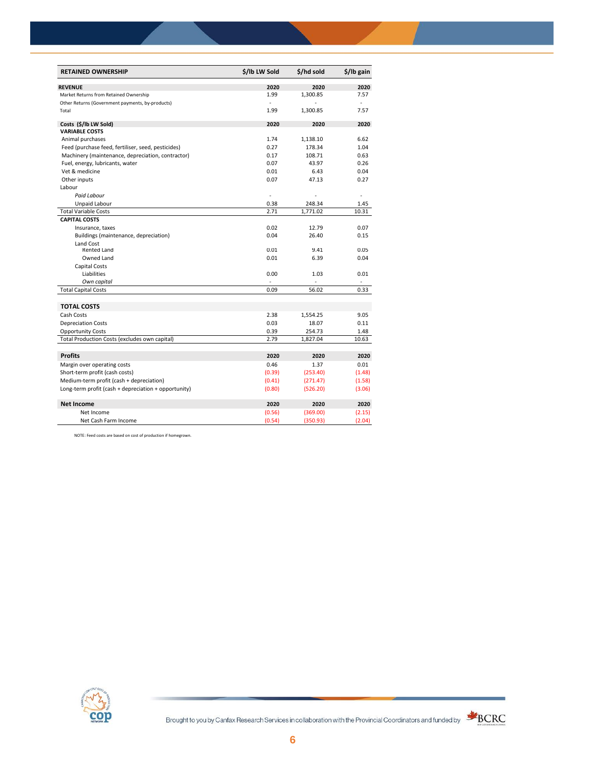| RETAINED OWNERSHIP | $/lb LW Sold | $/hd sold | $/lb gain |
|---|---|---|---|
| **REVENUE** | **2020** | **2020** | **2020** |
| Market Returns from Retained Ownership | 1.99 | 1,300.85 | 7.57 |
| Other Returns (Government payments, by-products) | - | - | - |
| Total | 1.99 | 1,300.85 | 7.57 |
| **Costs ($/lb LW Sold)** | **2020** | **2020** | **2020** |
| **VARIABLE COSTS** | | | |
| Animal purchases | 1.74 | 1,138.10 | 6.62 |
| Feed (purchase feed, fertiliser, seed, pesticides) | 0.27 | 178.34 | 1.04 |
| Machinery (maintenance, depreciation, contractor) | 0.17 | 108.71 | 0.63 |
| Fuel, energy, lubricants, water | 0.07 | 43.97 | 0.26 |
| Vet & medicine | 0.01 | 6.43 | 0.04 |
| Other inputs | 0.07 | 47.13 | 0.27 |
| Labour | | | |
| *Paid Labour* | - | - | - |
| Unpaid Labour | 0.38 | 248.34 | 1.45 |
| Total Variable Costs | 2.71 | 1,771.02 | 10.31 |
| **CAPITAL COSTS** | | | |
| Insurance, taxes | 0.02 | 12.79 | 0.07 |
| Buildings (maintenance, depreciation) | 0.04 | 26.40 | 0.15 |
| Land Cost | | | |
| Rented Land | 0.01 | 9.41 | 0.05 |
| Owned Land | 0.01 | 6.39 | 0.04 |
| Capital Costs | | | |
| Liabilities | 0.00 | 1.03 | 0.01 |
| *Own capital* | - | - | - |
| Total Capital Costs | 0.09 | 56.02 | 0.33 |
| **TOTAL COSTS** | | | |
| Cash Costs | 2.38 | 1,554.25 | 9.05 |
| Depreciation Costs | 0.03 | 18.07 | 0.11 |
| Opportunity Costs | 0.39 | 254.73 | 1.48 |
| Total Production Costs (excludes own capital) | 2.79 | 1,827.04 | 10.63 |
| **Profits** | **2020** | **2020** | **2020** |
| Margin over operating costs | 0.46 | 1.37 | 0.01 |
| Short-term profit (cash costs) | (0.39) | (253.40) | (1.48) |
| Medium-term profit (cash + depreciation) | (0.41) | (271.47) | (1.58) |
| Long-term profit (cash + depreciation + opportunity) | (0.80) | (526.20) | (3.06) |
| **Net Income** | **2020** | **2020** | **2020** |
| Net Income | (0.56) | (369.00) | (2.15) |
| Net Cash Farm Income | (0.54) | (350.93) | (2.04) |

NOTE: Feed costs are based on cost of production if homegrown.

Brought to you by Canfax Research Services in collaboration with the Provincial Coordinators and funded by BCRC